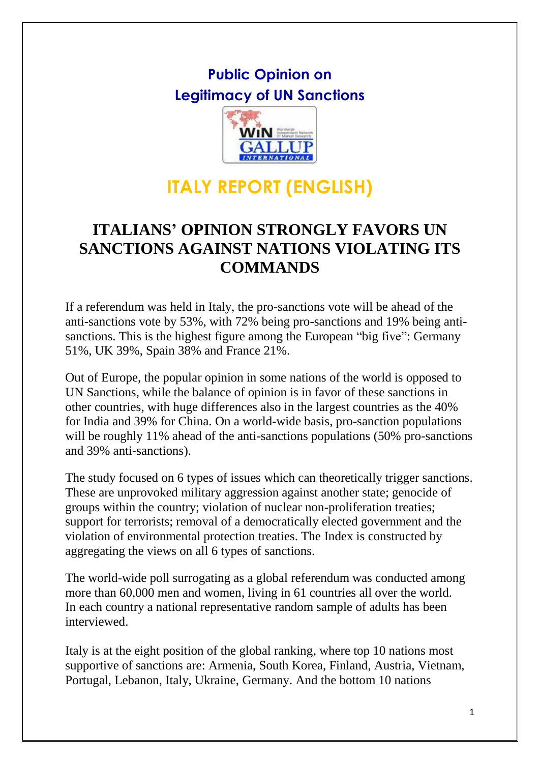# Public Opinion on Legitimacy of UN Sanctions

## ITALY REPORT (ENGLISH)

## ITALIANS' OPINION STRONGLY FAVORS UN SANCTIONS AGAINST NATIONS VIOLATING ITS COMMANDS

If a referendum was held in Italy, the pro-sanctions vote will be ahead of the anti-sanctions vote by 53%, with 72% being pro-sanctions and 19% being anti-sanctions. This is the highest figure among the European "big five": Germany 51%, UK 39%, Spain 38% and France 21%.

Out of Europe, the popular opinion in some nations of the world is opposed to UN Sanctions, while the balance of opinion is in favor of these sanctions in other countries, with huge differences also in the largest countries as the 40% for India and 39% for China. On a world-wide basis, pro-sanction populations will be roughly 11% ahead of the anti-sanctions populations (50% pro-sanctions and 39% anti-sanctions).

The study focused on 6 types of issues which can theoretically trigger sanctions. These are unprovoked military aggression against another state; genocide of groups within the country; violation of nuclear non-proliferation treaties; support for terrorists; removal of a democratically elected government and the violation of environmental protection treaties. The Index is constructed by aggregating the views on all 6 types of sanctions.

The world-wide poll surrogating as a global referendum was conducted among more than 60,000 men and women, living in 61 countries all over the world. In each country a national representative random sample of adults has been interviewed.

Italy is at the eight position of the global ranking, where top 10 nations most supportive of sanctions are: Armenia, South Korea, Finland, Austria, Vietnam, Portugal, Lebanon, Italy, Ukraine, Germany. And the bottom 10 nations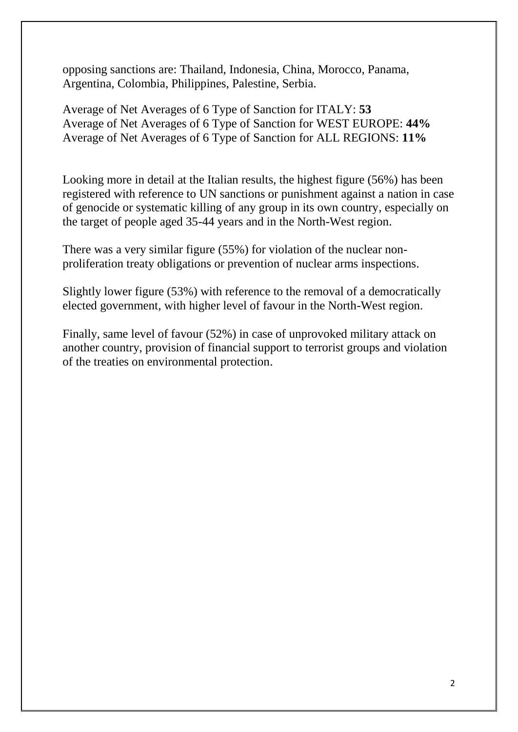opposing sanctions are: Thailand, Indonesia, China, Morocco, Panama, Argentina, Colombia, Philippines, Palestine, Serbia.

Average of Net Averages of 6 Type of Sanction for ITALY: **53**
Average of Net Averages of 6 Type of Sanction for WEST EUROPE: **44%**
Average of Net Averages of 6 Type of Sanction for ALL REGIONS: **11%**

Looking more in detail at the Italian results, the highest figure (56%) has been registered with reference to UN sanctions or punishment against a nation in case of genocide or systematic killing of any group in its own country, especially on the target of people aged 35-44 years and in the North-West region.

There was a very similar figure (55%) for violation of the nuclear non-proliferation treaty obligations or prevention of nuclear arms inspections.

Slightly lower figure (53%) with reference to the removal of a democratically elected government, with higher level of favour in the North-West region.

Finally, same level of favour (52%) in case of unprovoked military attack on another country, provision of financial support to terrorist groups and violation of the treaties on environmental protection.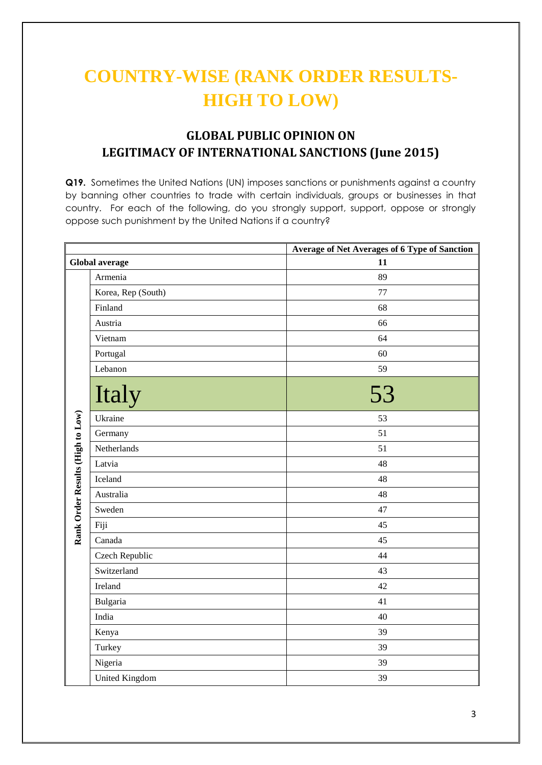# COUNTRY-WISE (RANK ORDER RESULTS-HIGH TO LOW)

## GLOBAL PUBLIC OPINION ON LEGITIMACY OF INTERNATIONAL SANCTIONS (June 2015)

**Q19.** Sometimes the United Nations (UN) imposes sanctions or punishments against a country by banning other countries to trade with certain individuals, groups or businesses in that country. For each of the following, do you strongly support, support, oppose or strongly oppose such punishment by the United Nations if a country?

| | | Average of Net Averages of 6 Type of Sanction |
|---|---|---|
| **Global average** | | **11** |
| Rank Order Results (High to Low) | Armenia | 89 |
| | Korea, Rep (South) | 77 |
| | Finland | 68 |
| | Austria | 66 |
| | Vietnam | 64 |
| | Portugal | 60 |
| | Lebanon | 59 |
| | Italy | 53 |
| | Ukraine | 53 |
| | Germany | 51 |
| | Netherlands | 51 |
| | Latvia | 48 |
| | Iceland | 48 |
| | Australia | 48 |
| | Sweden | 47 |
| | Fiji | 45 |
| | Canada | 45 |
| | Czech Republic | 44 |
| | Switzerland | 43 |
| | Ireland | 42 |
| | Bulgaria | 41 |
| | India | 40 |
| | Kenya | 39 |
| | Turkey | 39 |
| | Nigeria | 39 |
| | United Kingdom | 39 |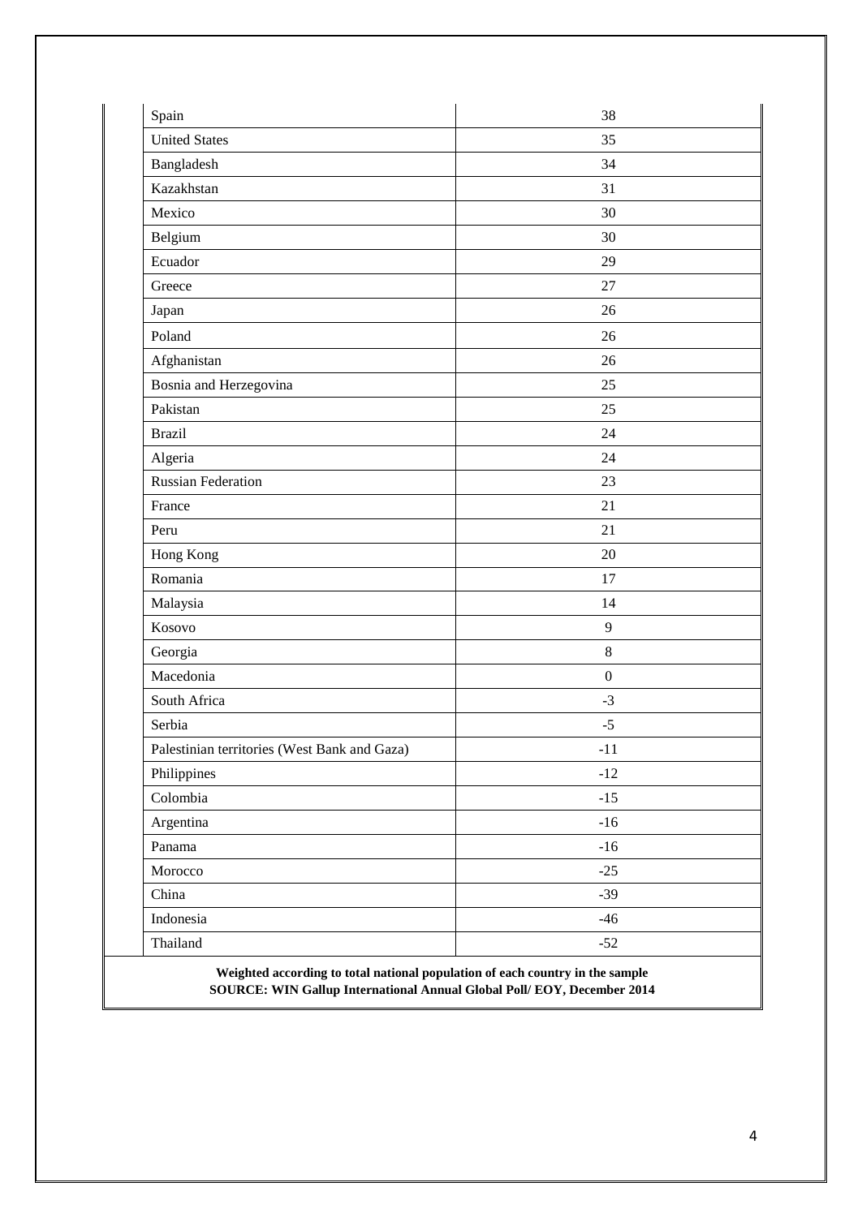| | |
|---|---|
| Spain | 38 |
| United States | 35 |
| Bangladesh | 34 |
| Kazakhstan | 31 |
| Mexico | 30 |
| Belgium | 30 |
| Ecuador | 29 |
| Greece | 27 |
| Japan | 26 |
| Poland | 26 |
| Afghanistan | 26 |
| Bosnia and Herzegovina | 25 |
| Pakistan | 25 |
| Brazil | 24 |
| Algeria | 24 |
| Russian Federation | 23 |
| France | 21 |
| Peru | 21 |
| Hong Kong | 20 |
| Romania | 17 |
| Malaysia | 14 |
| Kosovo | 9 |
| Georgia | 8 |
| Macedonia | 0 |
| South Africa | -3 |
| Serbia | -5 |
| Palestinian territories (West Bank and Gaza) | -11 |
| Philippines | -12 |
| Colombia | -15 |
| Argentina | -16 |
| Panama | -16 |
| Morocco | -25 |
| China | -39 |
| Indonesia | -46 |
| Thailand | -52 |

**Weighted according to total national population of each country in the sample**
**SOURCE: WIN Gallup International Annual Global Poll/ EOY, December 2014**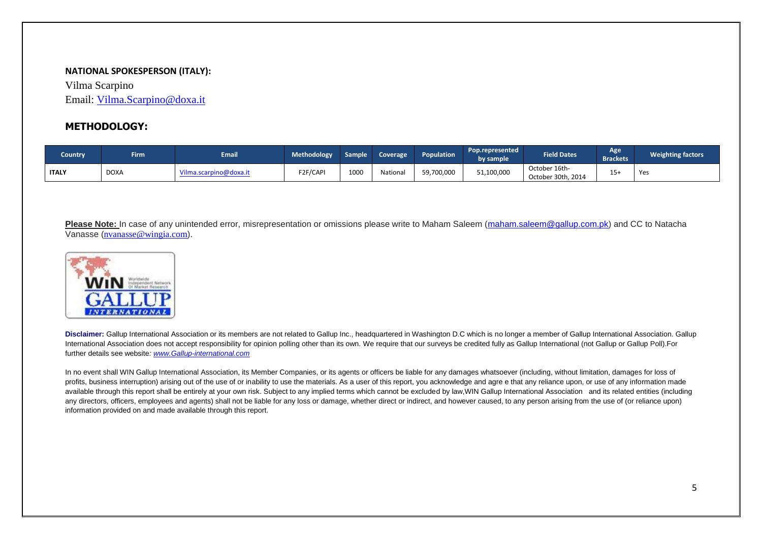**NATIONAL SPOKESPERSON (ITALY):**

Vilma Scarpino

Email: Vilma.Scarpino@doxa.it

## METHODOLOGY:

| Country | Firm | Email | Methodology | Sample | Coverage | Population | Pop.represented by sample | Field Dates | Age Brackets | Weighting factors |
|---|---|---|---|---|---|---|---|---|---|---|
| **ITALY** | DOXA | Vilma.scarpino@doxa.it | F2F/CAPI | 1000 | National | 59,700,000 | 51,100,000 | October 16th-October 30th, 2014 | 15+ | Yes |

**Please Note:** In case of any unintended error, misrepresentation or omissions please write to Maham Saleem (maham.saleem@gallup.com.pk) and CC to Natacha Vanasse (nvanasse@wingia.com).

**Disclaimer:** Gallup International Association or its members are not related to Gallup Inc., headquartered in Washington D.C which is no longer a member of Gallup International Association. Gallup International Association does not accept responsibility for opinion polling other than its own. We require that our surveys be credited fully as Gallup International (not Gallup or Gallup Poll).For further details see website*: www.Gallup-international.com*

In no event shall WIN Gallup International Association, its Member Companies, or its agents or officers be liable for any damages whatsoever (including, without limitation, damages for loss of profits, business interruption) arising out of the use of or inability to use the materials. As a user of this report, you acknowledge and agre e that any reliance upon, or use of any information made available through this report shall be entirely at your own risk. Subject to any implied terms which cannot be excluded by law,WIN Gallup International Association and its related entities (including any directors, officers, employees and agents) shall not be liable for any loss or damage, whether direct or indirect, and however caused, to any person arising from the use of (or reliance upon) information provided on and made available through this report.